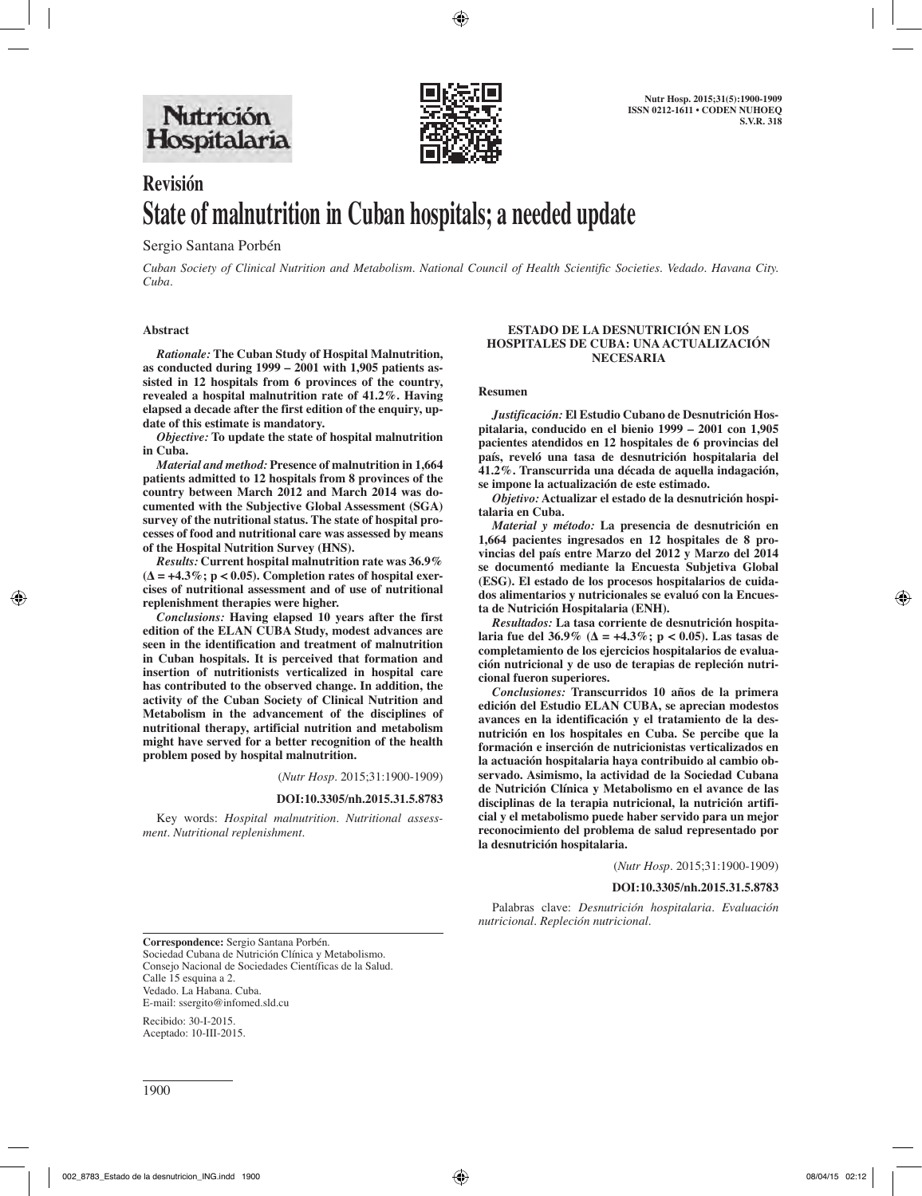# Revisión

# State of malnutrition in Cuban hospitals; a needed update

Sergio Santana Porbén

*Cuban Society of Clinical Nutrition and Metabolism. National Council of Health Scientific Societies. Vedado. Havana City. Cuba.*

## Abstract

***Rationale:*** **The Cuban Study of Hospital Malnutrition, as conducted during 1999 – 2001 with 1,905 patients assisted in 12 hospitals from 6 provinces of the country, revealed a hospital malnutrition rate of 41.2%. Having elapsed a decade after the first edition of the enquiry, update of this estimate is mandatory.**

***Objective:*** **To update the state of hospital malnutrition in Cuba.**

***Material and method:*** **Presence of malnutrition in 1,664 patients admitted to 12 hospitals from 8 provinces of the country between March 2012 and March 2014 was documented with the Subjective Global Assessment (SGA) survey of the nutritional status. The state of hospital processes of food and nutritional care was assessed by means of the Hospital Nutrition Survey (HNS).**

***Results:*** **Current hospital malnutrition rate was 36.9% ($\Delta = +4.3\%$; $p < 0.05$). Completion rates of hospital exercises of nutritional assessment and of use of nutritional replenishment therapies were higher.**

***Conclusions:*** **Having elapsed 10 years after the first edition of the ELAN CUBA Study, modest advances are seen in the identification and treatment of malnutrition in Cuban hospitals. It is perceived that formation and insertion of nutritionists verticalized in hospital care has contributed to the observed change. In addition, the activity of the Cuban Society of Clinical Nutrition and Metabolism in the advancement of the disciplines of nutritional therapy, artificial nutrition and metabolism might have served for a better recognition of the health problem posed by hospital malnutrition.**

(*Nutr Hosp.* 2015;31:1900-1909)

**DOI:10.3305/nh.2015.31.5.8783**

Key words: *Hospital malnutrition. Nutritional assessment. Nutritional replenishment.*

## ESTADO DE LA DESNUTRICIÓN EN LOS HOSPITALES DE CUBA: UNA ACTUALIZACIÓN NECESARIA

### Resumen

***Justificación:*** **El Estudio Cubano de Desnutrición Hospitalaria, conducido en el bienio 1999 – 2001 con 1,905 pacientes atendidos en 12 hospitales de 6 provincias del país, reveló una tasa de desnutrición hospitalaria del 41.2%. Transcurrida una década de aquella indagación, se impone la actualización de este estimado.**

***Objetivo:*** **Actualizar el estado de la desnutrición hospitalaria en Cuba.**

***Material y método:*** **La presencia de desnutrición en 1,664 pacientes ingresados en 12 hospitales de 8 provincias del país entre Marzo del 2012 y Marzo del 2014 se documentó mediante la Encuesta Subjetiva Global (ESG). El estado de los procesos hospitalarios de cuidados alimentarios y nutricionales se evaluó con la Encuesta de Nutrición Hospitalaria (ENH).**

***Resultados:*** **La tasa corriente de desnutrición hospitalaria fue del 36.9% ($\Delta = +4.3\%$; $p < 0.05$). Las tasas de completamiento de los ejercicios hospitalarios de evaluación nutricional y de uso de terapias de repleción nutricional fueron superiores.**

***Conclusiones:*** **Transcurridos 10 años de la primera edición del Estudio ELAN CUBA, se aprecian modestos avances en la identificación y el tratamiento de la desnutrición en los hospitales en Cuba. Se percibe que la formación e inserción de nutricionistas verticalizados en la actuación hospitalaria haya contribuido al cambio observado. Asimismo, la actividad de la Sociedad Cubana de Nutrición Clínica y Metabolismo en el avance de las disciplinas de la terapia nutricional, la nutrición artificial y el metabolismo puede haber servido para un mejor reconocimiento del problema de salud representado por la desnutrición hospitalaria.**

(*Nutr Hosp.* 2015;31:1900-1909)

**DOI:10.3305/nh.2015.31.5.8783**

Palabras clave: *Desnutrición hospitalaria. Evaluación nutricional. Repleción nutricional.*

---

**Correspondence:** Sergio Santana Porbén.
Sociedad Cubana de Nutrición Clínica y Metabolismo.
Consejo Nacional de Sociedades Científicas de la Salud.
Calle 15 esquina a 2.
Vedado. La Habana. Cuba.
E-mail: ssergito@infomed.sld.cu

Recibido: 30-I-2015.
Aceptado: 10-III-2015.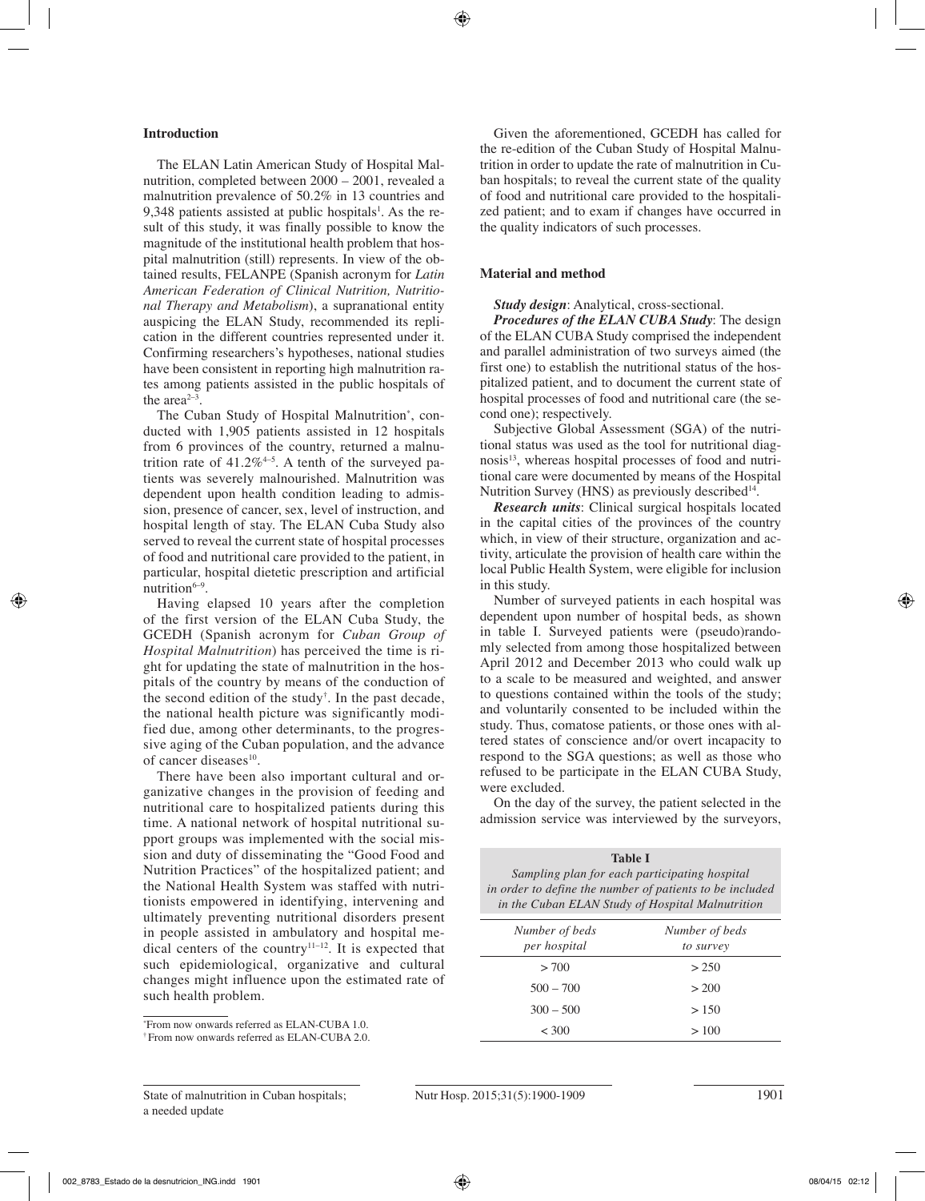## Introduction

The ELAN Latin American Study of Hospital Malnutrition, completed between 2000 – 2001, revealed a malnutrition prevalence of 50.2% in 13 countries and 9,348 patients assisted at public hospitals[1]. As the result of this study, it was finally possible to know the magnitude of the institutional health problem that hospital malnutrition (still) represents. In view of the obtained results, FELANPE (Spanish acronym for *Latin American Federation of Clinical Nutrition, Nutritional Therapy and Metabolism*), a supranational entity auspicing the ELAN Study, recommended its replication in the different countries represented under it. Confirming researchers's hypotheses, national studies have been consistent in reporting high malnutrition rates among patients assisted in the public hospitals of the area[2–3].

The Cuban Study of Hospital Malnutrition*, conducted with 1,905 patients assisted in 12 hospitals from 6 provinces of the country, returned a malnutrition rate of 41.2%[4–5]. A tenth of the surveyed patients was severely malnourished. Malnutrition was dependent upon health condition leading to admission, presence of cancer, sex, level of instruction, and hospital length of stay. The ELAN Cuba Study also served to reveal the current state of hospital processes of food and nutritional care provided to the patient, in particular, hospital dietetic prescription and artificial nutrition[6–9].

Having elapsed 10 years after the completion of the first version of the ELAN Cuba Study, the GCEDH (Spanish acronym for *Cuban Group of Hospital Malnutrition*) has perceived the time is right for updating the state of malnutrition in the hospitals of the country by means of the conduction of the second edition of the study†. In the past decade, the national health picture was significantly modified due, among other determinants, to the progressive aging of the Cuban population, and the advance of cancer diseases[10].

There have been also important cultural and organizative changes in the provision of feeding and nutritional care to hospitalized patients during this time. A national network of hospital nutritional support groups was implemented with the social mission and duty of disseminating the "Good Food and Nutrition Practices" of the hospitalized patient; and the National Health System was staffed with nutritionists empowered in identifying, intervening and ultimately preventing nutritional disorders present in people assisted in ambulatory and hospital medical centers of the country[11–12]. It is expected that such epidemiological, organizative and cultural changes might influence upon the estimated rate of such health problem.

*From now onwards referred as ELAN-CUBA 1.0.
†From now onwards referred as ELAN-CUBA 2.0.

Given the aforementioned, GCEDH has called for the re-edition of the Cuban Study of Hospital Malnutrition in order to update the rate of malnutrition in Cuban hospitals; to reveal the current state of the quality of food and nutritional care provided to the hospitalized patient; and to exam if changes have occurred in the quality indicators of such processes.

## Material and method

***Study design***: Analytical, cross-sectional.

***Procedures of the ELAN CUBA Study***: The design of the ELAN CUBA Study comprised the independent and parallel administration of two surveys aimed (the first one) to establish the nutritional status of the hospitalized patient, and to document the current state of hospital processes of food and nutritional care (the second one); respectively.

Subjective Global Assessment (SGA) of the nutritional status was used as the tool for nutritional diagnosis[13], whereas hospital processes of food and nutritional care were documented by means of the Hospital Nutrition Survey (HNS) as previously described[14].

***Research units***: Clinical surgical hospitals located in the capital cities of the provinces of the country which, in view of their structure, organization and activity, articulate the provision of health care within the local Public Health System, were eligible for inclusion in this study.

Number of surveyed patients in each hospital was dependent upon number of hospital beds, as shown in table I. Surveyed patients were (pseudo)randomly selected from among those hospitalized between April 2012 and December 2013 who could walk up to a scale to be measured and weighted, and answer to questions contained within the tools of the study; and voluntarily consented to be included within the study. Thus, comatose patients, or those ones with altered states of conscience and/or overt incapacity to respond to the SGA questions; as well as those who refused to be participate in the ELAN CUBA Study, were excluded.

On the day of the survey, the patient selected in the admission service was interviewed by the surveyors,

**Table I**
*Sampling plan for each participating hospital in order to define the number of patients to be included in the Cuban ELAN Study of Hospital Malnutrition*

| *Number of beds per hospital* | *Number of beds to survey* |
|---|---|
| > 700 | > 250 |
| 500 – 700 | > 200 |
| 300 – 500 | > 150 |
| < 300 | > 100 |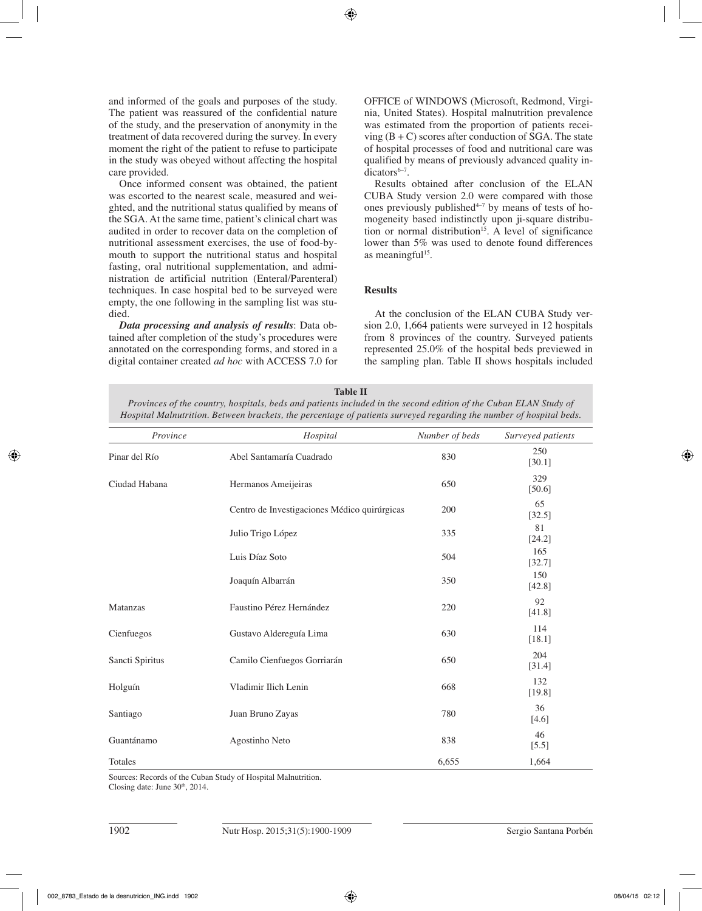and informed of the goals and purposes of the study. The patient was reassured of the confidential nature of the study, and the preservation of anonymity in the treatment of data recovered during the survey. In every moment the right of the patient to refuse to participate in the study was obeyed without affecting the hospital care provided.

Once informed consent was obtained, the patient was escorted to the nearest scale, measured and weighted, and the nutritional status qualified by means of the SGA. At the same time, patient's clinical chart was audited in order to recover data on the completion of nutritional assessment exercises, the use of food-by-mouth to support the nutritional status and hospital fasting, oral nutritional supplementation, and administration de artificial nutrition (Enteral/Parenteral) techniques. In case hospital bed to be surveyed were empty, the one following in the sampling list was studied.

***Data processing and analysis of results***: Data obtained after completion of the study's procedures were annotated on the corresponding forms, and stored in a digital container created *ad hoc* with ACCESS 7.0 for OFFICE of WINDOWS (Microsoft, Redmond, Virginia, United States). Hospital malnutrition prevalence was estimated from the proportion of patients receiving (B + C) scores after conduction of SGA. The state of hospital processes of food and nutritional care was qualified by means of previously advanced quality indicators[6–7].

Results obtained after conclusion of the ELAN CUBA Study version 2.0 were compared with those ones previously published[4–7] by means of tests of homogeneity based indistinctly upon ji-square distribution or normal distribution[15]. A level of significance lower than 5% was used to denote found differences as meaningful[15].

## Results

At the conclusion of the ELAN CUBA Study version 2.0, 1,664 patients were surveyed in 12 hospitals from 8 provinces of the country. Surveyed patients represented 25.0% of the hospital beds previewed in the sampling plan. Table II shows hospitals included

**Table II**
*Provinces of the country, hospitals, beds and patients included in the second edition of the Cuban ELAN Study of Hospital Malnutrition. Between brackets, the percentage of patients surveyed regarding the number of hospital beds.*

| *Province* | *Hospital* | *Number of beds* | *Surveyed patients* |
|---|---|---|---|
| Pinar del Río | Abel Santamaría Cuadrado | 830 | 250 [30.1] |
| Ciudad Habana | Hermanos Ameijeiras | 650 | 329 [50.6] |
| | Centro de Investigaciones Médico quirúrgicas | 200 | 65 [32.5] |
| | Julio Trigo López | 335 | 81 [24.2] |
| | Luis Díaz Soto | 504 | 165 [32.7] |
| | Joaquín Albarrán | 350 | 150 [42.8] |
| Matanzas | Faustino Pérez Hernández | 220 | 92 [41.8] |
| Cienfuegos | Gustavo Aldereguía Lima | 630 | 114 [18.1] |
| Sancti Spiritus | Camilo Cienfuegos Gorriarán | 650 | 204 [31.4] |
| Holguín | Vladimir Ilich Lenin | 668 | 132 [19.8] |
| Santiago | Juan Bruno Zayas | 780 | 36 [4.6] |
| Guantánamo | Agostinho Neto | 838 | 46 [5.5] |
| Totales | | 6,655 | 1,664 |

Sources: Records of the Cuban Study of Hospital Malnutrition.
Closing date: June 30th, 2014.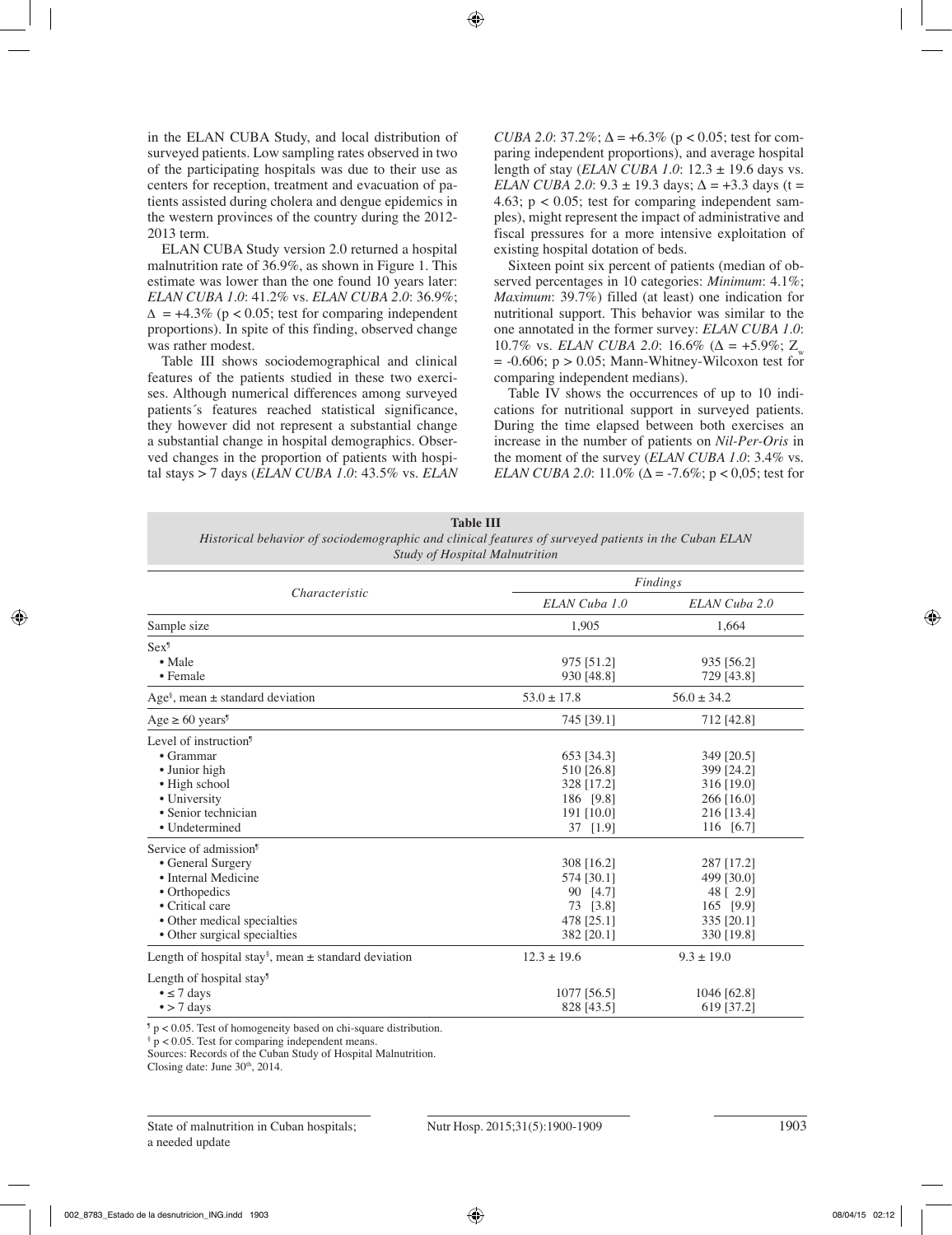in the ELAN CUBA Study, and local distribution of surveyed patients. Low sampling rates observed in two of the participating hospitals was due to their use as centers for reception, treatment and evacuation of patients assisted during cholera and dengue epidemics in the western provinces of the country during the 2012-2013 term.

ELAN CUBA Study version 2.0 returned a hospital malnutrition rate of 36.9%, as shown in Figure 1. This estimate was lower than the one found 10 years later: *ELAN CUBA 1.0*: 41.2% vs. *ELAN CUBA 2.0*: 36.9%; $\Delta$ = +4.3% ($p < 0.05$; test for comparing independent proportions). In spite of this finding, observed change was rather modest.

Table III shows sociodemographical and clinical features of the patients studied in these two exercises. Although numerical differences among surveyed patients´s features reached statistical significance, they however did not represent a substantial change a substantial change in hospital demographics. Observed changes in the proportion of patients with hospital stays > 7 days (*ELAN CUBA 1.0*: 43.5% vs. *ELAN CUBA 2.0*: 37.2%; $\Delta$ = +6.3% ($p < 0.05$; test for comparing independent proportions), and average hospital length of stay (*ELAN CUBA 1.0*: 12.3 ± 19.6 days vs. *ELAN CUBA 2.0*: 9.3 ± 19.3 days; $\Delta$ = +3.3 days ($t = 4.63$; $p < 0.05$; test for comparing independent samples), might represent the impact of administrative and fiscal pressures for a more intensive exploitation of existing hospital dotation of beds.

Sixteen point six percent of patients (median of observed percentages in 10 categories: *Minimum*: 4.1%; *Maximum*: 39.7%) filled (at least) one indication for nutritional support. This behavior was similar to the one annotated in the former survey: *ELAN CUBA 1.0*: 10.7% vs. *ELAN CUBA 2.0*: 16.6% ($\Delta$ = +5.9%; $Z_w$ = -0.606; $p > 0.05$; Mann-Whitney-Wilcoxon test for comparing independent medians).

Table IV shows the occurrences of up to 10 indications for nutritional support in surveyed patients. During the time elapsed between both exercises an increase in the number of patients on *Nil-Per-Oris* in the moment of the survey (*ELAN CUBA 1.0*: 3.4% vs. *ELAN CUBA 2.0*: 11.0% ($\Delta$ = -7.6%; $p < 0{,}05$; test for

**Table III**
*Historical behavior of sociodemographic and clinical features of surveyed patients in the Cuban ELAN Study of Hospital Malnutrition*

| Characteristic | *Findings* | |
|---|---|---|
| | *ELAN Cuba 1.0* | *ELAN Cuba 2.0* |
| Sample size | 1,905 | 1,664 |
| Sex¶ | | |
| • Male | 975 [51.2] | 935 [56.2] |
| • Female | 930 [48.8] | 729 [43.8] |
| Age§, mean ± standard deviation | 53.0 ± 17.8 | 56.0 ± 34.2 |
| Age ≥ 60 years¶ | 745 [39.1] | 712 [42.8] |
| Level of instruction¶ | | |
| • Grammar | 653 [34.3] | 349 [20.5] |
| • Junior high | 510 [26.8] | 399 [24.2] |
| • High school | 328 [17.2] | 316 [19.0] |
| • University | 186 [9.8] | 266 [16.0] |
| • Senior technician | 191 [10.0] | 216 [13.4] |
| • Undetermined | 37 [1.9] | 116 [6.7] |
| Service of admission¶ | | |
| • General Surgery | 308 [16.2] | 287 [17.2] |
| • Internal Medicine | 574 [30.1] | 499 [30.0] |
| • Orthopedics | 90 [4.7] | 48 [ 2.9] |
| • Critical care | 73 [3.8] | 165 [9.9] |
| • Other medical specialties | 478 [25.1] | 335 [20.1] |
| • Other surgical specialties | 382 [20.1] | 330 [19.8] |
| Length of hospital stay§, mean ± standard deviation | 12.3 ± 19.6 | 9.3 ± 19.0 |
| Length of hospital stay¶ | | |
| • ≤ 7 days | 1077 [56.5] | 1046 [62.8] |
| • > 7 days | 828 [43.5] | 619 [37.2] |

¶ $p < 0.05$. Test of homogeneity based on chi-square distribution.
§ $p < 0.05$. Test for comparing independent means.
Sources: Records of the Cuban Study of Hospital Malnutrition.
Closing date: June 30th, 2014.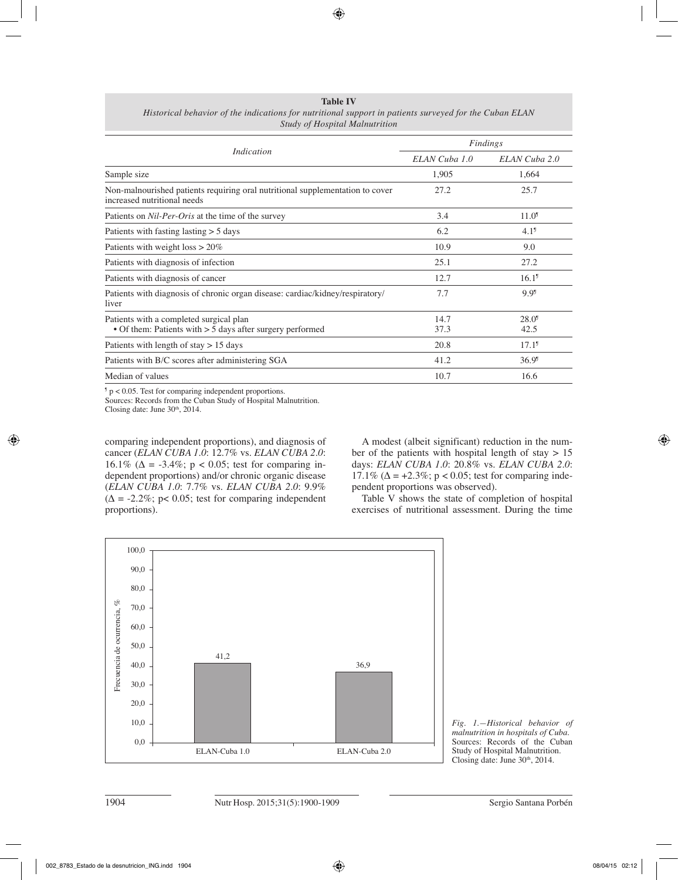**Table IV**
*Historical behavior of the indications for nutritional support in patients surveyed for the Cuban ELAN Study of Hospital Malnutrition*

| *Indication* | *Findings* | |
|---|---|---|
| | *ELAN Cuba 1.0* | *ELAN Cuba 2.0* |
| Sample size | 1,905 | 1,664 |
| Non-malnourished patients requiring oral nutritional supplementation to cover increased nutritional needs | 27.2 | 25.7 |
| Patients on *Nil-Per-Oris* at the time of the survey | 3.4 | 11.0¶ |
| Patients with fasting lasting > 5 days | 6.2 | 4.1¶ |
| Patients with weight loss > 20% | 10.9 | 9.0 |
| Patients with diagnosis of infection | 25.1 | 27.2 |
| Patients with diagnosis of cancer | 12.7 | 16.1¶ |
| Patients with diagnosis of chronic organ disease: cardiac/kidney/respiratory/liver | 7.7 | 9.9¶ |
| Patients with a completed surgical plan | 14.7 | 28.0¶ |
| • Of them: Patients with > 5 days after surgery performed | 37.3 | 42.5 |
| Patients with length of stay > 15 days | 20.8 | 17.1¶ |
| Patients with B/C scores after administering SGA | 41.2 | 36.9¶ |
| Median of values | 10.7 | 16.6 |

¶ $p < 0.05$. Test for comparing independent proportions.
Sources: Records from the Cuban Study of Hospital Malnutrition.
Closing date: June 30th, 2014.

comparing independent proportions), and diagnosis of cancer (*ELAN CUBA 1.0*: 12.7% vs. *ELAN CUBA 2.0*: 16.1% ($\Delta$ = -3.4%; $p < 0.05$; test for comparing independent proportions) and/or chronic organic disease (*ELAN CUBA 1.0*: 7.7% vs. *ELAN CUBA 2.0*: 9.9% ($\Delta$ = -2.2%; $p < 0.05$; test for comparing independent proportions).

A modest (albeit significant) reduction in the number of the patients with hospital length of stay > 15 days: *ELAN CUBA 1.0*: 20.8% vs. *ELAN CUBA 2.0*: 17.1% ($\Delta$ = +2.3%; $p < 0.05$; test for comparing independent proportions was observed).

Table V shows the state of completion of hospital exercises of nutritional assessment. During the time

*Fig. 1.—Historical behavior of malnutrition in hospitals of Cuba.* Sources: Records of the Cuban Study of Hospital Malnutrition. Closing date: June 30th, 2014.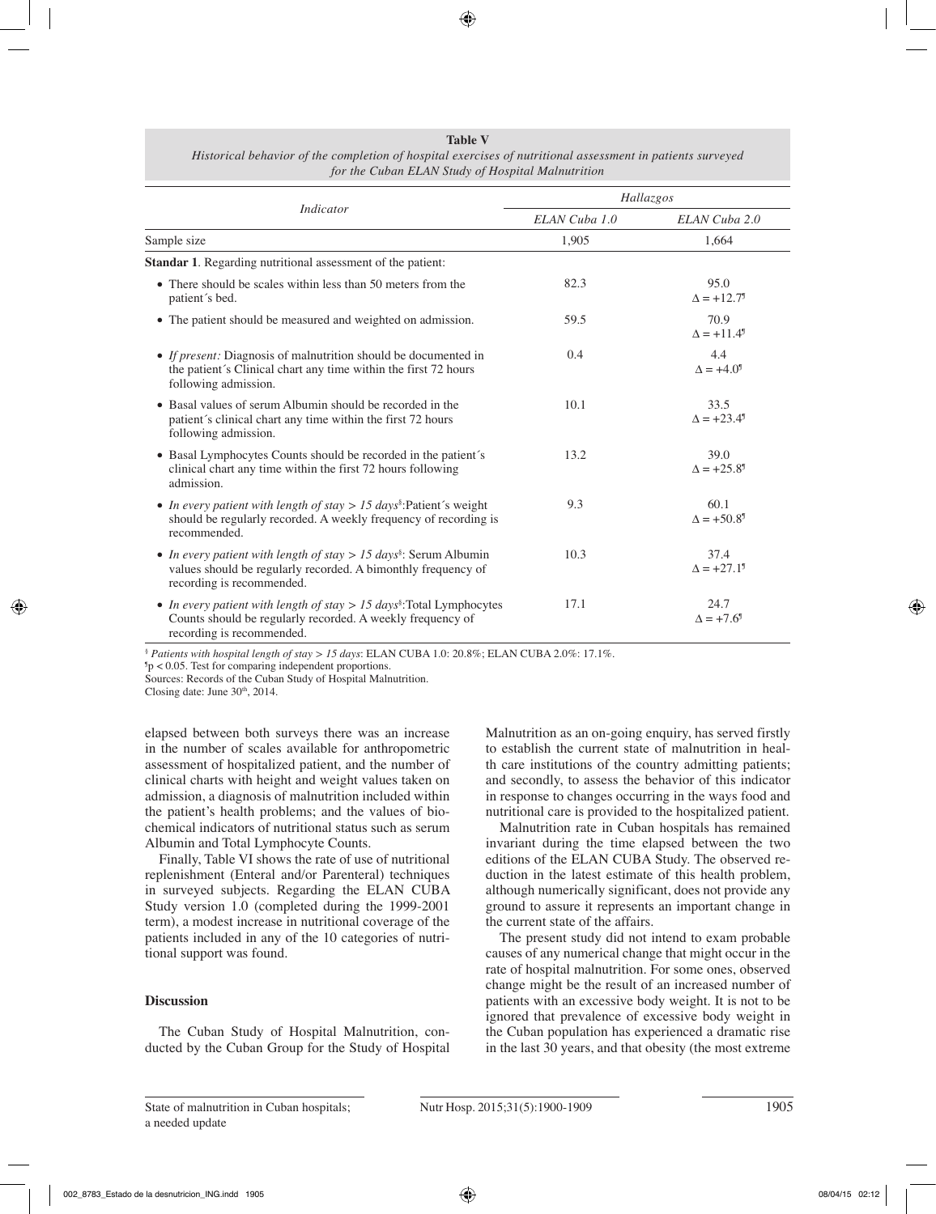**Table V**
*Historical behavior of the completion of hospital exercises of nutritional assessment in patients surveyed for the Cuban ELAN Study of Hospital Malnutrition*

| Indicator | *Hallazgos* | |
|---|---|---|
| | *ELAN Cuba 1.0* | *ELAN Cuba 2.0* |
| Sample size | 1,905 | 1,664 |
| **Standar 1**. Regarding nutritional assessment of the patient: | | |
| • There should be scales within less than 50 meters from the patient´s bed. | 82.3 | 95.0 $\Delta = +12.7$[¶] |
| • The patient should be measured and weighted on admission. | 59.5 | 70.9 $\Delta = +11.4$[¶] |
| • *If present:* Diagnosis of malnutrition should be documented in the patient´s Clinical chart any time within the first 72 hours following admission. | 0.4 | 4.4 $\Delta = +4.0$[¶] |
| • Basal values of serum Albumin should be recorded in the patient´s clinical chart any time within the first 72 hours following admission. | 10.1 | 33.5 $\Delta = +23.4$[¶] |
| • Basal Lymphocytes Counts should be recorded in the patient´s clinical chart any time within the first 72 hours following admission. | 13.2 | 39.0 $\Delta = +25.8$[¶] |
| • *In every patient with length of stay > 15 days*[§]:Patient´s weight should be regularly recorded. A weekly frequency of recording is recommended. | 9.3 | 60.1 $\Delta = +50.8$[¶] |
| • *In every patient with length of stay > 15 days*[§]: Serum Albumin values should be regularly recorded. A bimonthly frequency of recording is recommended. | 10.3 | 37.4 $\Delta = +27.1$[¶] |
| • *In every patient with length of stay > 15 days*[§]:Total Lymphocytes Counts should be regularly recorded. A weekly frequency of recording is recommended. | 17.1 | 24.7 $\Delta = +7.6$[¶] |

[§] *Patients with hospital length of stay > 15 days*: ELAN CUBA 1.0: 20.8%; ELAN CUBA 2.0%: 17.1%.
[¶] $p < 0.05$. Test for comparing independent proportions.
Sources: Records of the Cuban Study of Hospital Malnutrition.
Closing date: June 30[th], 2014.

elapsed between both surveys there was an increase in the number of scales available for anthropometric assessment of hospitalized patient, and the number of clinical charts with height and weight values taken on admission, a diagnosis of malnutrition included within the patient's health problems; and the values of biochemical indicators of nutritional status such as serum Albumin and Total Lymphocyte Counts.

Finally, Table VI shows the rate of use of nutritional replenishment (Enteral and/or Parenteral) techniques in surveyed subjects. Regarding the ELAN CUBA Study version 1.0 (completed during the 1999-2001 term), a modest increase in nutritional coverage of the patients included in any of the 10 categories of nutritional support was found.

## Discussion

The Cuban Study of Hospital Malnutrition, conducted by the Cuban Group for the Study of Hospital Malnutrition as an on-going enquiry, has served firstly to establish the current state of malnutrition in health care institutions of the country admitting patients; and secondly, to assess the behavior of this indicator in response to changes occurring in the ways food and nutritional care is provided to the hospitalized patient.

Malnutrition rate in Cuban hospitals has remained invariant during the time elapsed between the two editions of the ELAN CUBA Study. The observed reduction in the latest estimate of this health problem, although numerically significant, does not provide any ground to assure it represents an important change in the current state of the affairs.

The present study did not intend to exam probable causes of any numerical change that might occur in the rate of hospital malnutrition. For some ones, observed change might be the result of an increased number of patients with an excessive body weight. It is not to be ignored that prevalence of excessive body weight in the Cuban population has experienced a dramatic rise in the last 30 years, and that obesity (the most extreme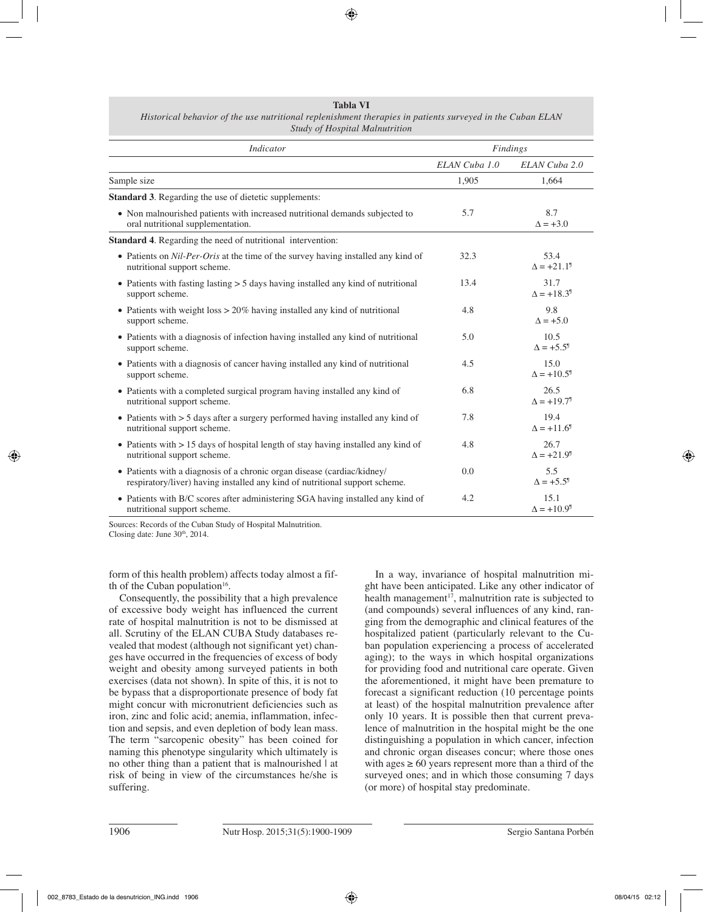**Tabla VI**

*Historical behavior of the use nutritional replenishment therapies in patients surveyed in the Cuban ELAN Study of Hospital Malnutrition*

| *Indicator* | *Findings* | |
|---|---|---|
| | *ELAN Cuba 1.0* | *ELAN Cuba 2.0* |
| Sample size | 1,905 | 1,664 |
| **Standard 3**. Regarding the use of dietetic supplements: | | |
| • Non malnourished patients with increased nutritional demands subjected to oral nutritional supplementation. | 5.7 | 8.7 $\Delta = +3.0$ |
| **Standard 4**. Regarding the need of nutritional intervention: | | |
| • Patients on *Nil-Per-Oris* at the time of the survey having installed any kind of nutritional support scheme. | 32.3 | 53.4 $\Delta = +21.1$[¶] |
| • Patients with fasting lasting > 5 days having installed any kind of nutritional support scheme. | 13.4 | 31.7 $\Delta = +18.3$[¶] |
| • Patients with weight loss > 20% having installed any kind of nutritional support scheme. | 4.8 | 9.8 $\Delta = +5.0$ |
| • Patients with a diagnosis of infection having installed any kind of nutritional support scheme. | 5.0 | 10.5 $\Delta = +5.5$[¶] |
| • Patients with a diagnosis of cancer having installed any kind of nutritional support scheme. | 4.5 | 15.0 $\Delta = +10.5$[¶] |
| • Patients with a completed surgical program having installed any kind of nutritional support scheme. | 6.8 | 26.5 $\Delta = +19.7$[¶] |
| • Patients with > 5 days after a surgery performed having installed any kind of nutritional support scheme. | 7.8 | 19.4 $\Delta = +11.6$[¶] |
| • Patients with > 15 days of hospital length of stay having installed any kind of nutritional support scheme. | 4.8 | 26.7 $\Delta = +21.9$[¶] |
| • Patients with a diagnosis of a chronic organ disease (cardiac/kidney/respiratory/liver) having installed any kind of nutritional support scheme. | 0.0 | 5.5 $\Delta = +5.5$[¶] |
| • Patients with B/C scores after administering SGA having installed any kind of nutritional support scheme. | 4.2 | 15.1 $\Delta = +10.9$[¶] |

Sources: Records of the Cuban Study of Hospital Malnutrition.
Closing date: June 30th, 2014.

form of this health problem) affects today almost a fifth of the Cuban population[16].

Consequently, the possibility that a high prevalence of excessive body weight has influenced the current rate of hospital malnutrition is not to be dismissed at all. Scrutiny of the ELAN CUBA Study databases revealed that modest (although not significant yet) changes have occurred in the frequencies of excess of body weight and obesity among surveyed patients in both exercises (data not shown). In spite of this, it is not to be bypass that a disproportionate presence of body fat might concur with micronutrient deficiencies such as iron, zinc and folic acid; anemia, inflammation, infection and sepsis, and even depletion of body lean mass. The term "sarcopenic obesity" has been coined for naming this phenotype singularity which ultimately is no other thing than a patient that is malnourished | at risk of being in view of the circumstances he/she is suffering.

In a way, invariance of hospital malnutrition might have been anticipated. Like any other indicator of health management[17], malnutrition rate is subjected to (and compounds) several influences of any kind, ranging from the demographic and clinical features of the hospitalized patient (particularly relevant to the Cuban population experiencing a process of accelerated aging); to the ways in which hospital organizations for providing food and nutritional care operate. Given the aforementioned, it might have been premature to forecast a significant reduction (10 percentage points at least) of the hospital malnutrition prevalence after only 10 years. It is possible then that current prevalence of malnutrition in the hospital might be the one distinguishing a population in which cancer, infection and chronic organ diseases concur; where those ones with ages ≥ 60 years represent more than a third of the surveyed ones; and in which those consuming 7 days (or more) of hospital stay predominate.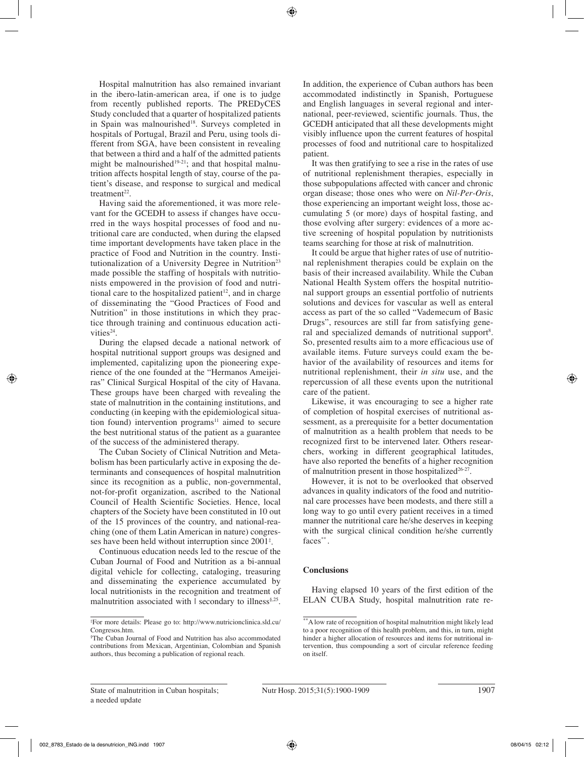Hospital malnutrition has also remained invariant in the ibero-latin-american area, if one is to judge from recently published reports. The PREDyCES Study concluded that a quarter of hospitalized patients in Spain was malnourished[18]. Surveys completed in hospitals of Portugal, Brazil and Peru, using tools different from SGA, have been consistent in revealing that between a third and a half of the admitted patients might be malnourished[19-21]; and that hospital malnutrition affects hospital length of stay, course of the patient's disease, and response to surgical and medical treatment[22].

Having said the aforementioned, it was more relevant for the GCEDH to assess if changes have occurred in the ways hospital processes of food and nutritional care are conducted, when during the elapsed time important developments have taken place in the practice of Food and Nutrition in the country. Institutionalization of a University Degree in Nutrition[23] made possible the staffing of hospitals with nutritionists empowered in the provision of food and nutritional care to the hospitalized patient[12], and in charge of disseminating the "Good Practices of Food and Nutrition" in those institutions in which they practice through training and continuous education activities[24].

During the elapsed decade a national network of hospital nutritional support groups was designed and implemented, capitalizing upon the pioneering experience of the one founded at the "Hermanos Ameijeiras" Clinical Surgical Hospital of the city of Havana. These groups have been charged with revealing the state of malnutrition in the containing institutions, and conducting (in keeping with the epidemiological situation found) intervention programs[11] aimed to secure the best nutritional status of the patient as a guarantee of the success of the administered therapy.

The Cuban Society of Clinical Nutrition and Metabolism has been particularly active in exposing the determinants and consequences of hospital malnutrition since its recognition as a public, non-governmental, not-for-profit organization, ascribed to the National Council of Health Scientific Societies. Hence, local chapters of the Society have been constituted in 10 out of the 15 provinces of the country, and national-reaching (one of them Latin American in nature) congresses have been held without interruption since 2001[‡].

Continuous education needs led to the rescue of the Cuban Journal of Food and Nutrition as a bi-annual digital vehicle for collecting, cataloging, treasuring and disseminating the experience accumulated by local nutritionists in the recognition and treatment of malnutrition associated with | secondary to illness[§,25]. In addition, the experience of Cuban authors has been accommodated indistinctly in Spanish, Portuguese and English languages in several regional and international, peer-reviewed, scientific journals. Thus, the GCEDH anticipated that all these developments might visibly influence upon the current features of hospital processes of food and nutritional care to hospitalized patient.

It was then gratifying to see a rise in the rates of use of nutritional replenishment therapies, especially in those subpopulations affected with cancer and chronic organ disease; those ones who were on *Nil-Per-Oris*, those experiencing an important weight loss, those accumulating 5 (or more) days of hospital fasting, and those evolving after surgery: evidences of a more active screening of hospital population by nutritionists teams searching for those at risk of malnutrition.

It could be argue that higher rates of use of nutritional replenishment therapies could be explain on the basis of their increased availability. While the Cuban National Health System offers the hospital nutritional support groups an essential portfolio of nutrients solutions and devices for vascular as well as enteral access as part of the so called "Vademecum of Basic Drugs", resources are still far from satisfying general and specialized demands of nutritional support[8]. So, presented results aim to a more efficacious use of available items. Future surveys could exam the behavior of the availability of resources and items for nutritional replenishment, their *in situ* use, and the repercussion of all these events upon the nutritional care of the patient.

Likewise, it was encouraging to see a higher rate of completion of hospital exercises of nutritional assessment, as a prerequisite for a better documentation of malnutrition as a health problem that needs to be recognized first to be intervened later. Others researchers, working in different geographical latitudes, have also reported the benefits of a higher recognition of malnutrition present in those hospitalized[26-27].

However, it is not to be overlooked that observed advances in quality indicators of the food and nutritional care processes have been modests, and there still a long way to go until every patient receives in a timed manner the nutritional care he/she deserves in keeping with the surgical clinical condition he/she currently faces[**].

## Conclusions

Having elapsed 10 years of the first edition of the ELAN CUBA Study, hospital malnutrition rate re-

---

[‡] For more details: Please go to: http://www.nutricionclinica.sld.cu/Congresos.htm.

[§] The Cuban Journal of Food and Nutrition has also accommodated contributions from Mexican, Argentinian, Colombian and Spanish authors, thus becoming a publication of regional reach.

[**] A low rate of recognition of hospital malnutrition might likely lead to a poor recognition of this health problem, and this, in turn, might hinder a higher allocation of resources and items for nutritional intervention, thus compounding a sort of circular reference feeding on itself.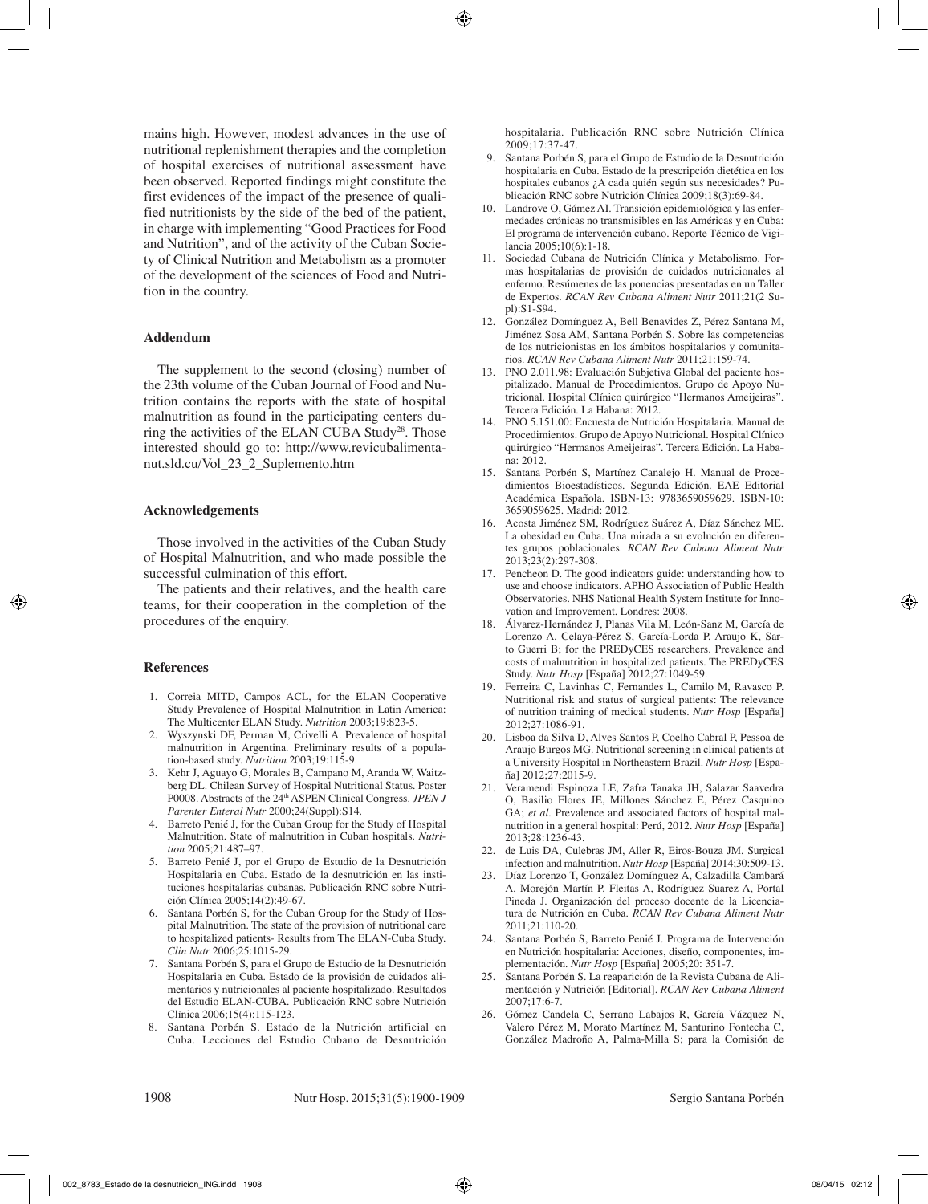mains high. However, modest advances in the use of nutritional replenishment therapies and the completion of hospital exercises of nutritional assessment have been observed. Reported findings might constitute the first evidences of the impact of the presence of qualified nutritionists by the side of the bed of the patient, in charge with implementing "Good Practices for Food and Nutrition", and of the activity of the Cuban Society of Clinical Nutrition and Metabolism as a promoter of the development of the sciences of Food and Nutrition in the country.

### Addendum

The supplement to the second (closing) number of the 23th volume of the Cuban Journal of Food and Nutrition contains the reports with the state of hospital malnutrition as found in the participating centers during the activities of the ELAN CUBA Study[28]. Those interested should go to: http://www.revicubalimentanut.sld.cu/Vol_23_2_Suplemento.htm

### Acknowledgements

Those involved in the activities of the Cuban Study of Hospital Malnutrition, and who made possible the successful culmination of this effort.

The patients and their relatives, and the health care teams, for their cooperation in the completion of the procedures of the enquiry.

### References

1. Correia MITD, Campos ACL, for the ELAN Cooperative Study Prevalence of Hospital Malnutrition in Latin America: The Multicenter ELAN Study. *Nutrition* 2003;19:823-5.
2. Wyszynski DF, Perman M, Crivelli A. Prevalence of hospital malnutrition in Argentina. Preliminary results of a population-based study. *Nutrition* 2003;19:115-9.
3. Kehr J, Aguayo G, Morales B, Campano M, Aranda W, Waitzberg DL. Chilean Survey of Hospital Nutritional Status. Poster P0008. Abstracts of the 24th ASPEN Clinical Congress. *JPEN J Parenter Enteral Nutr* 2000;24(Suppl):S14.
4. Barreto Penié J, for the Cuban Group for the Study of Hospital Malnutrition. State of malnutrition in Cuban hospitals. *Nutrition* 2005;21:487–97.
5. Barreto Penié J, por el Grupo de Estudio de la Desnutrición Hospitalaria en Cuba. Estado de la desnutrición en las instituciones hospitalarias cubanas. Publicación RNC sobre Nutrición Clínica 2005;14(2):49-67.
6. Santana Porbén S, for the Cuban Group for the Study of Hospital Malnutrition. The state of the provision of nutritional care to hospitalized patients- Results from The ELAN-Cuba Study. *Clin Nutr* 2006;25:1015-29.
7. Santana Porbén S, para el Grupo de Estudio de la Desnutrición Hospitalaria en Cuba. Estado de la provisión de cuidados alimentarios y nutricionales al paciente hospitalizado. Resultados del Estudio ELAN-CUBA. Publicación RNC sobre Nutrición Clínica 2006;15(4):115-123.
8. Santana Porbén S. Estado de la Nutrición artificial en Cuba. Lecciones del Estudio Cubano de Desnutrición hospitalaria. Publicación RNC sobre Nutrición Clínica 2009;17:37-47.
9. Santana Porbén S, para el Grupo de Estudio de la Desnutrición hospitalaria en Cuba. Estado de la prescripción dietética en los hospitales cubanos ¿A cada quién según sus necesidades? Publicación RNC sobre Nutrición Clínica 2009;18(3):69-84.
10. Landrove O, Gámez AI. Transición epidemiológica y las enfermedades crónicas no transmisibles en las Américas y en Cuba: El programa de intervención cubano. Reporte Técnico de Vigilancia 2005;10(6):1-18.
11. Sociedad Cubana de Nutrición Clínica y Metabolismo. Formas hospitalarias de provisión de cuidados nutricionales al enfermo. Resúmenes de las ponencias presentadas en un Taller de Expertos. *RCAN Rev Cubana Aliment Nutr* 2011;21(2 Supl):S1-S94.
12. González Domínguez A, Bell Benavides Z, Pérez Santana M, Jiménez Sosa AM, Santana Porbén S. Sobre las competencias de los nutricionistas en los ámbitos hospitalarios y comunitarios. *RCAN Rev Cubana Aliment Nutr* 2011;21:159-74.
13. PNO 2.011.98: Evaluación Subjetiva Global del paciente hospitalizado. Manual de Procedimientos. Grupo de Apoyo Nutricional. Hospital Clínico quirúrgico "Hermanos Ameijeiras". Tercera Edición. La Habana: 2012.
14. PNO 5.151.00: Encuesta de Nutrición Hospitalaria. Manual de Procedimientos. Grupo de Apoyo Nutricional. Hospital Clínico quirúrgico "Hermanos Ameijeiras". Tercera Edición. La Habana: 2012.
15. Santana Porbén S, Martínez Canalejo H. Manual de Procedimientos Bioestadísticos. Segunda Edición. EAE Editorial Académica Española. ISBN-13: 9783659059629. ISBN-10: 3659059625. Madrid: 2012.
16. Acosta Jiménez SM, Rodríguez Suárez A, Díaz Sánchez ME. La obesidad en Cuba. Una mirada a su evolución en diferentes grupos poblacionales. *RCAN Rev Cubana Aliment Nutr* 2013;23(2):297-308.
17. Pencheon D. The good indicators guide: understanding how to use and choose indicators. APHO Association of Public Health Observatories. NHS National Health System Institute for Innovation and Improvement. Londres: 2008.
18. Álvarez-Hernández J, Planas Vila M, León-Sanz M, García de Lorenzo A, Celaya-Pérez S, García-Lorda P, Araujo K, Sarto Guerri B; for the PREDyCES researchers. Prevalence and costs of malnutrition in hospitalized patients. The PREDyCES Study. *Nutr Hosp* [España] 2012;27:1049-59.
19. Ferreira C, Lavinhas C, Fernandes L, Camilo M, Ravasco P. Nutritional risk and status of surgical patients: The relevance of nutrition training of medical students. *Nutr Hosp* [España] 2012;27:1086-91.
20. Lisboa da Silva D, Alves Santos P, Coelho Cabral P, Pessoa de Araujo Burgos MG. Nutritional screening in clinical patients at a University Hospital in Northeastern Brazil. *Nutr Hosp* [España] 2012;27:2015-9.
21. Veramendi Espinoza LE, Zafra Tanaka JH, Salazar Saavedra O, Basilio Flores JE, Millones Sánchez E, Pérez Casquino GA; *et al*. Prevalence and associated factors of hospital malnutrition in a general hospital: Perú, 2012. *Nutr Hosp* [España] 2013;28:1236-43.
22. de Luis DA, Culebras JM, Aller R, Eiros-Bouza JM. Surgical infection and malnutrition. *Nutr Hosp* [España] 2014;30:509-13.
23. Díaz Lorenzo T, González Domínguez A, Calzadilla Cambará A, Morejón Martín P, Fleitas A, Rodríguez Suarez A, Portal Pineda J. Organización del proceso docente de la Licenciatura de Nutrición en Cuba. *RCAN Rev Cubana Aliment Nutr* 2011;21:110-20.
24. Santana Porbén S, Barreto Penié J. Programa de Intervención en Nutrición hospitalaria: Acciones, diseño, componentes, implementación. *Nutr Hosp* [España] 2005;20: 351-7.
25. Santana Porbén S. La reaparición de la Revista Cubana de Alimentación y Nutrición [Editorial]. *RCAN Rev Cubana Aliment* 2007;17:6-7.
26. Gómez Candela C, Serrano Labajos R, García Vázquez N, Valero Pérez M, Morato Martínez M, Santurino Fontecha C, González Madroño A, Palma-Milla S; para la Comisión de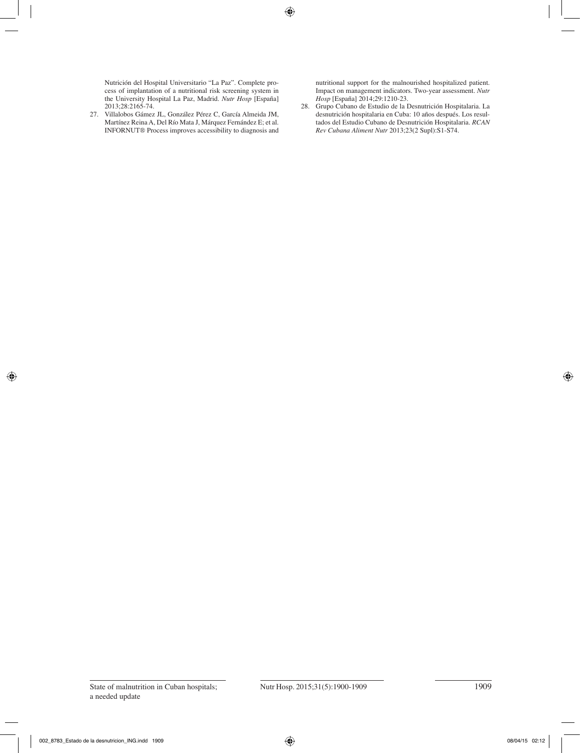Nutrición del Hospital Universitario "La Paz". Complete process of implantation of a nutritional risk screening system in the University Hospital La Paz, Madrid. *Nutr Hosp* [España] 2013;28:2165-74.

27. Villalobos Gámez JL, González Pérez C, García Almeida JM, Martínez Reina A, Del Río Mata J, Márquez Fernández E; et al. INFORNUT® Process improves accessibility to diagnosis and nutritional support for the malnourished hospitalized patient. Impact on management indicators. Two-year assessment. *Nutr Hosp* [España] 2014;29:1210-23.
28. Grupo Cubano de Estudio de la Desnutrición Hospitalaria. La desnutrición hospitalaria en Cuba: 10 años después. Los resultados del Estudio Cubano de Desnutrición Hospitalaria. *RCAN Rev Cubana Aliment Nutr* 2013;23(2 Supl):S1-S74.